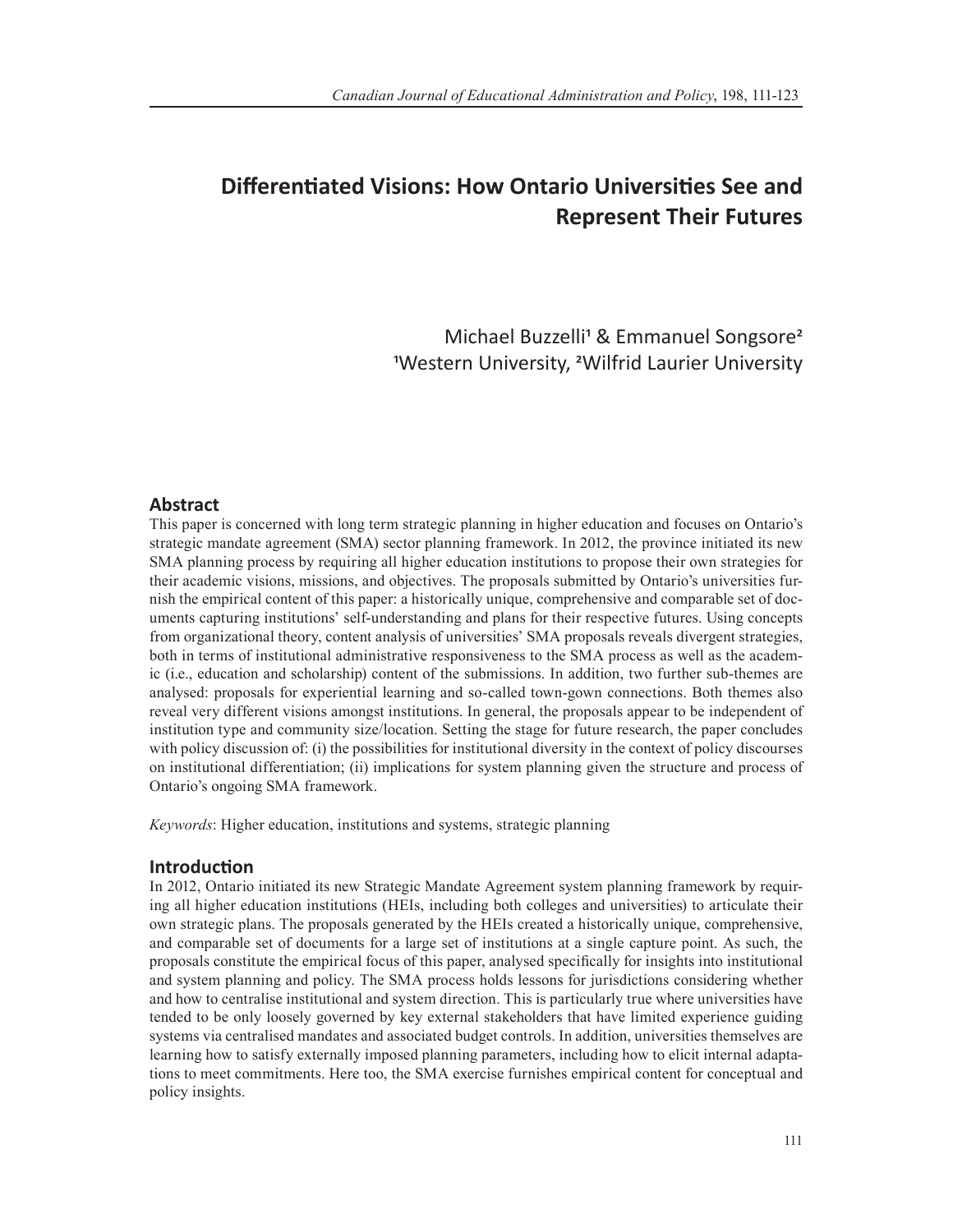# Differentiated Visions: How Ontario Universities See and Represent Their Futures

Michael Buzzelli[1] & Emmanuel Songsore[2]
[1]Western University, [2]Wilfrid Laurier University

## Abstract

This paper is concerned with long term strategic planning in higher education and focuses on Ontario's strategic mandate agreement (SMA) sector planning framework. In 2012, the province initiated its new SMA planning process by requiring all higher education institutions to propose their own strategies for their academic visions, missions, and objectives. The proposals submitted by Ontario's universities furnish the empirical content of this paper: a historically unique, comprehensive and comparable set of documents capturing institutions' self-understanding and plans for their respective futures. Using concepts from organizational theory, content analysis of universities' SMA proposals reveals divergent strategies, both in terms of institutional administrative responsiveness to the SMA process as well as the academic (i.e., education and scholarship) content of the submissions. In addition, two further sub-themes are analysed: proposals for experiential learning and so-called town-gown connections. Both themes also reveal very different visions amongst institutions. In general, the proposals appear to be independent of institution type and community size/location. Setting the stage for future research, the paper concludes with policy discussion of: (i) the possibilities for institutional diversity in the context of policy discourses on institutional differentiation; (ii) implications for system planning given the structure and process of Ontario's ongoing SMA framework.

*Keywords*: Higher education, institutions and systems, strategic planning

## Introduction

In 2012, Ontario initiated its new Strategic Mandate Agreement system planning framework by requiring all higher education institutions (HEIs, including both colleges and universities) to articulate their own strategic plans. The proposals generated by the HEIs created a historically unique, comprehensive, and comparable set of documents for a large set of institutions at a single capture point. As such, the proposals constitute the empirical focus of this paper, analysed specifically for insights into institutional and system planning and policy. The SMA process holds lessons for jurisdictions considering whether and how to centralise institutional and system direction. This is particularly true where universities have tended to be only loosely governed by key external stakeholders that have limited experience guiding systems via centralised mandates and associated budget controls. In addition, universities themselves are learning how to satisfy externally imposed planning parameters, including how to elicit internal adaptations to meet commitments. Here too, the SMA exercise furnishes empirical content for conceptual and policy insights.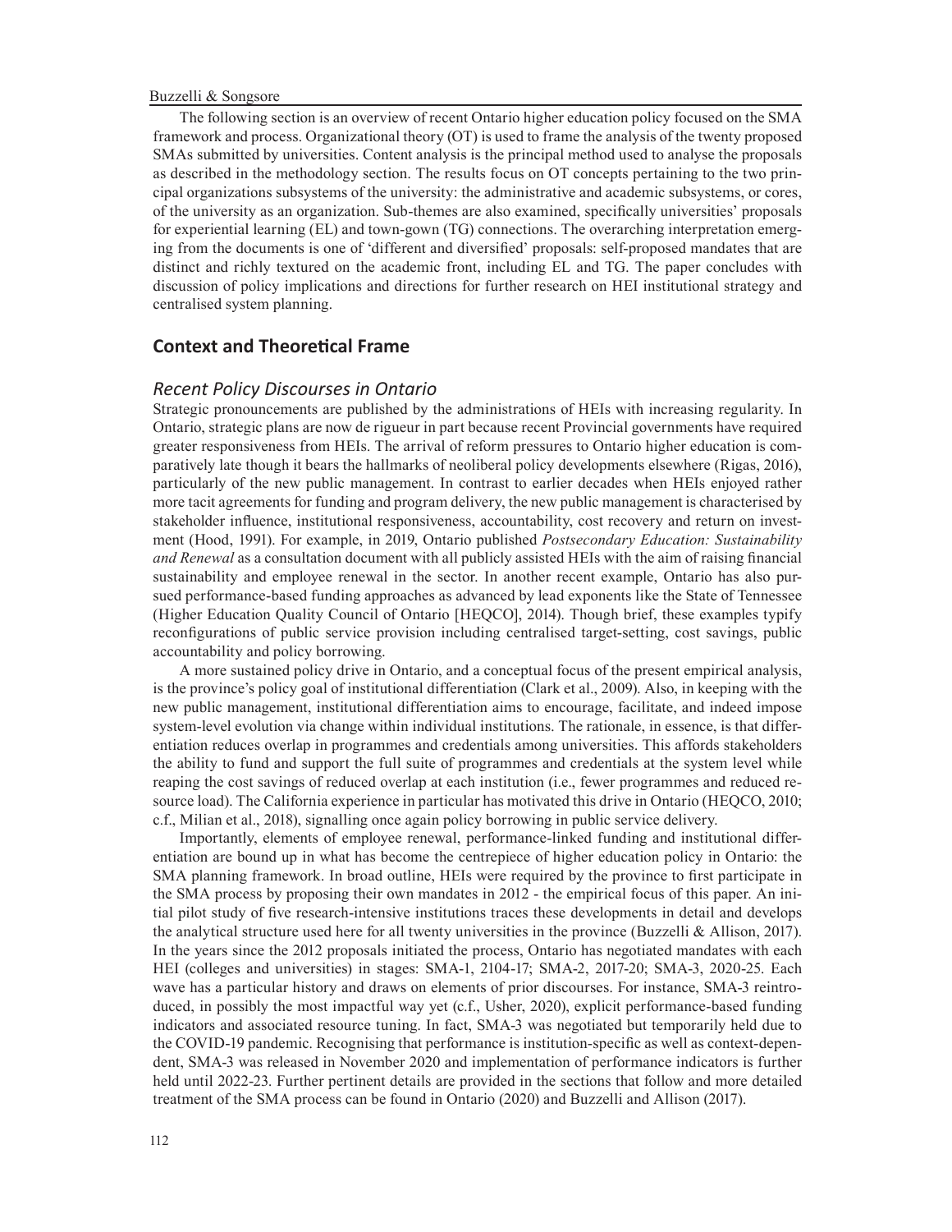The following section is an overview of recent Ontario higher education policy focused on the SMA framework and process. Organizational theory (OT) is used to frame the analysis of the twenty proposed SMAs submitted by universities. Content analysis is the principal method used to analyse the proposals as described in the methodology section. The results focus on OT concepts pertaining to the two principal organizations subsystems of the university: the administrative and academic subsystems, or cores, of the university as an organization. Sub-themes are also examined, specifically universities' proposals for experiential learning (EL) and town-gown (TG) connections. The overarching interpretation emerging from the documents is one of 'different and diversified' proposals: self-proposed mandates that are distinct and richly textured on the academic front, including EL and TG. The paper concludes with discussion of policy implications and directions for further research on HEI institutional strategy and centralised system planning.

## Context and Theoretical Frame

### *Recent Policy Discourses in Ontario*

Strategic pronouncements are published by the administrations of HEIs with increasing regularity. In Ontario, strategic plans are now de rigueur in part because recent Provincial governments have required greater responsiveness from HEIs. The arrival of reform pressures to Ontario higher education is comparatively late though it bears the hallmarks of neoliberal policy developments elsewhere (Rigas, 2016), particularly of the new public management. In contrast to earlier decades when HEIs enjoyed rather more tacit agreements for funding and program delivery, the new public management is characterised by stakeholder influence, institutional responsiveness, accountability, cost recovery and return on investment (Hood, 1991). For example, in 2019, Ontario published *Postsecondary Education: Sustainability and Renewal* as a consultation document with all publicly assisted HEIs with the aim of raising financial sustainability and employee renewal in the sector. In another recent example, Ontario has also pursued performance-based funding approaches as advanced by lead exponents like the State of Tennessee (Higher Education Quality Council of Ontario [HEQCO], 2014). Though brief, these examples typify reconfigurations of public service provision including centralised target-setting, cost savings, public accountability and policy borrowing.

A more sustained policy drive in Ontario, and a conceptual focus of the present empirical analysis, is the province's policy goal of institutional differentiation (Clark et al., 2009). Also, in keeping with the new public management, institutional differentiation aims to encourage, facilitate, and indeed impose system-level evolution via change within individual institutions. The rationale, in essence, is that differentiation reduces overlap in programmes and credentials among universities. This affords stakeholders the ability to fund and support the full suite of programmes and credentials at the system level while reaping the cost savings of reduced overlap at each institution (i.e., fewer programmes and reduced resource load). The California experience in particular has motivated this drive in Ontario (HEQCO, 2010; c.f., Milian et al., 2018), signalling once again policy borrowing in public service delivery.

Importantly, elements of employee renewal, performance-linked funding and institutional differentiation are bound up in what has become the centrepiece of higher education policy in Ontario: the SMA planning framework. In broad outline, HEIs were required by the province to first participate in the SMA process by proposing their own mandates in 2012 - the empirical focus of this paper. An initial pilot study of five research-intensive institutions traces these developments in detail and develops the analytical structure used here for all twenty universities in the province (Buzzelli & Allison, 2017). In the years since the 2012 proposals initiated the process, Ontario has negotiated mandates with each HEI (colleges and universities) in stages: SMA-1, 2104-17; SMA-2, 2017-20; SMA-3, 2020-25. Each wave has a particular history and draws on elements of prior discourses. For instance, SMA-3 reintroduced, in possibly the most impactful way yet (c.f., Usher, 2020), explicit performance-based funding indicators and associated resource tuning. In fact, SMA-3 was negotiated but temporarily held due to the COVID-19 pandemic. Recognising that performance is institution-specific as well as context-dependent, SMA-3 was released in November 2020 and implementation of performance indicators is further held until 2022-23. Further pertinent details are provided in the sections that follow and more detailed treatment of the SMA process can be found in Ontario (2020) and Buzzelli and Allison (2017).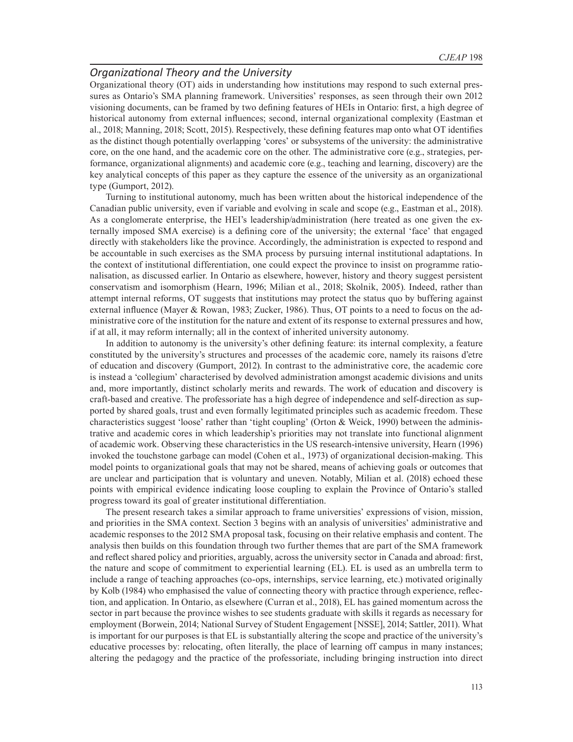## *Organizational Theory and the University*

Organizational theory (OT) aids in understanding how institutions may respond to such external pressures as Ontario's SMA planning framework. Universities' responses, as seen through their own 2012 visioning documents, can be framed by two defining features of HEIs in Ontario: first, a high degree of historical autonomy from external influences; second, internal organizational complexity (Eastman et al., 2018; Manning, 2018; Scott, 2015). Respectively, these defining features map onto what OT identifies as the distinct though potentially overlapping 'cores' or subsystems of the university: the administrative core, on the one hand, and the academic core on the other. The administrative core (e.g., strategies, performance, organizational alignments) and academic core (e.g., teaching and learning, discovery) are the key analytical concepts of this paper as they capture the essence of the university as an organizational type (Gumport, 2012).

Turning to institutional autonomy, much has been written about the historical independence of the Canadian public university, even if variable and evolving in scale and scope (e.g., Eastman et al., 2018). As a conglomerate enterprise, the HEI's leadership/administration (here treated as one given the externally imposed SMA exercise) is a defining core of the university; the external 'face' that engaged directly with stakeholders like the province. Accordingly, the administration is expected to respond and be accountable in such exercises as the SMA process by pursuing internal institutional adaptations. In the context of institutional differentiation, one could expect the province to insist on programme rationalisation, as discussed earlier. In Ontario as elsewhere, however, history and theory suggest persistent conservatism and isomorphism (Hearn, 1996; Milian et al., 2018; Skolnik, 2005). Indeed, rather than attempt internal reforms, OT suggests that institutions may protect the status quo by buffering against external influence (Mayer & Rowan, 1983; Zucker, 1986). Thus, OT points to a need to focus on the administrative core of the institution for the nature and extent of its response to external pressures and how, if at all, it may reform internally; all in the context of inherited university autonomy.

In addition to autonomy is the university's other defining feature: its internal complexity, a feature constituted by the university's structures and processes of the academic core, namely its raisons d'etre of education and discovery (Gumport, 2012). In contrast to the administrative core, the academic core is instead a 'collegium' characterised by devolved administration amongst academic divisions and units and, more importantly, distinct scholarly merits and rewards. The work of education and discovery is craft-based and creative. The professoriate has a high degree of independence and self-direction as supported by shared goals, trust and even formally legitimated principles such as academic freedom. These characteristics suggest 'loose' rather than 'tight coupling' (Orton & Weick, 1990) between the administrative and academic cores in which leadership's priorities may not translate into functional alignment of academic work. Observing these characteristics in the US research-intensive university, Hearn (1996) invoked the touchstone garbage can model (Cohen et al., 1973) of organizational decision-making. This model points to organizational goals that may not be shared, means of achieving goals or outcomes that are unclear and participation that is voluntary and uneven. Notably, Milian et al. (2018) echoed these points with empirical evidence indicating loose coupling to explain the Province of Ontario's stalled progress toward its goal of greater institutional differentiation.

The present research takes a similar approach to frame universities' expressions of vision, mission, and priorities in the SMA context. Section 3 begins with an analysis of universities' administrative and academic responses to the 2012 SMA proposal task, focusing on their relative emphasis and content. The analysis then builds on this foundation through two further themes that are part of the SMA framework and reflect shared policy and priorities, arguably, across the university sector in Canada and abroad: first, the nature and scope of commitment to experiential learning (EL). EL is used as an umbrella term to include a range of teaching approaches (co-ops, internships, service learning, etc.) motivated originally by Kolb (1984) who emphasised the value of connecting theory with practice through experience, reflection, and application. In Ontario, as elsewhere (Curran et al., 2018), EL has gained momentum across the sector in part because the province wishes to see students graduate with skills it regards as necessary for employment (Borwein, 2014; National Survey of Student Engagement [NSSE], 2014; Sattler, 2011). What is important for our purposes is that EL is substantially altering the scope and practice of the university's educative processes by: relocating, often literally, the place of learning off campus in many instances; altering the pedagogy and the practice of the professoriate, including bringing instruction into direct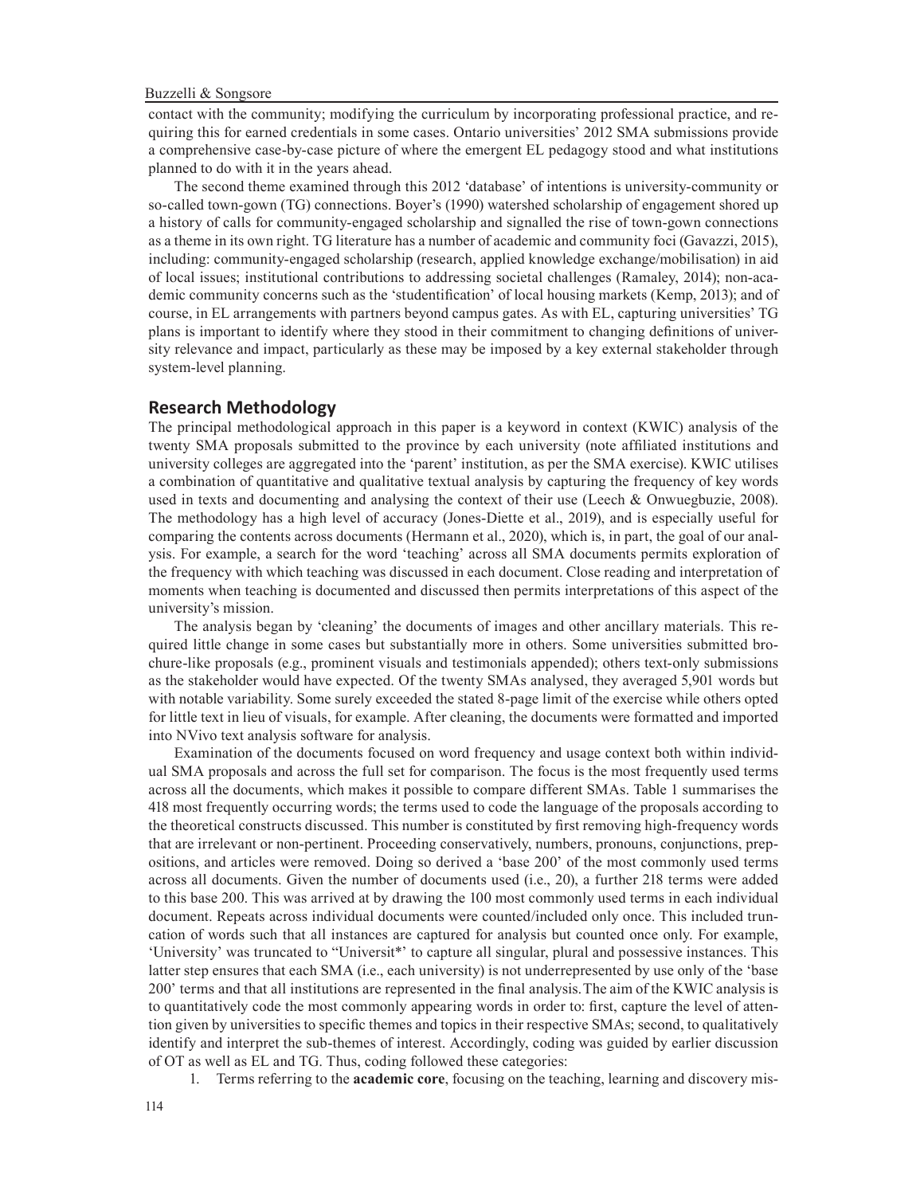contact with the community; modifying the curriculum by incorporating professional practice, and requiring this for earned credentials in some cases. Ontario universities' 2012 SMA submissions provide a comprehensive case-by-case picture of where the emergent EL pedagogy stood and what institutions planned to do with it in the years ahead.

The second theme examined through this 2012 'database' of intentions is university-community or so-called town-gown (TG) connections. Boyer's (1990) watershed scholarship of engagement shored up a history of calls for community-engaged scholarship and signalled the rise of town-gown connections as a theme in its own right. TG literature has a number of academic and community foci (Gavazzi, 2015), including: community-engaged scholarship (research, applied knowledge exchange/mobilisation) in aid of local issues; institutional contributions to addressing societal challenges (Ramaley, 2014); non-academic community concerns such as the 'studentification' of local housing markets (Kemp, 2013); and of course, in EL arrangements with partners beyond campus gates. As with EL, capturing universities' TG plans is important to identify where they stood in their commitment to changing definitions of university relevance and impact, particularly as these may be imposed by a key external stakeholder through system-level planning.

## Research Methodology

The principal methodological approach in this paper is a keyword in context (KWIC) analysis of the twenty SMA proposals submitted to the province by each university (note affiliated institutions and university colleges are aggregated into the 'parent' institution, as per the SMA exercise). KWIC utilises a combination of quantitative and qualitative textual analysis by capturing the frequency of key words used in texts and documenting and analysing the context of their use (Leech & Onwuegbuzie, 2008). The methodology has a high level of accuracy (Jones-Diette et al., 2019), and is especially useful for comparing the contents across documents (Hermann et al., 2020), which is, in part, the goal of our analysis. For example, a search for the word 'teaching' across all SMA documents permits exploration of the frequency with which teaching was discussed in each document. Close reading and interpretation of moments when teaching is documented and discussed then permits interpretations of this aspect of the university's mission.

The analysis began by 'cleaning' the documents of images and other ancillary materials. This required little change in some cases but substantially more in others. Some universities submitted brochure-like proposals (e.g., prominent visuals and testimonials appended); others text-only submissions as the stakeholder would have expected. Of the twenty SMAs analysed, they averaged 5,901 words but with notable variability. Some surely exceeded the stated 8-page limit of the exercise while others opted for little text in lieu of visuals, for example. After cleaning, the documents were formatted and imported into NVivo text analysis software for analysis.

Examination of the documents focused on word frequency and usage context both within individual SMA proposals and across the full set for comparison. The focus is the most frequently used terms across all the documents, which makes it possible to compare different SMAs. Table 1 summarises the 418 most frequently occurring words; the terms used to code the language of the proposals according to the theoretical constructs discussed. This number is constituted by first removing high-frequency words that are irrelevant or non-pertinent. Proceeding conservatively, numbers, pronouns, conjunctions, prepositions, and articles were removed. Doing so derived a 'base 200' of the most commonly used terms across all documents. Given the number of documents used (i.e., 20), a further 218 terms were added to this base 200. This was arrived at by drawing the 100 most commonly used terms in each individual document. Repeats across individual documents were counted/included only once. This included truncation of words such that all instances are captured for analysis but counted once only. For example, 'University' was truncated to "Universit*' to capture all singular, plural and possessive instances. This latter step ensures that each SMA (i.e., each university) is not underrepresented by use only of the 'base 200' terms and that all institutions are represented in the final analysis. The aim of the KWIC analysis is to quantitatively code the most commonly appearing words in order to: first, capture the level of attention given by universities to specific themes and topics in their respective SMAs; second, to qualitatively identify and interpret the sub-themes of interest. Accordingly, coding was guided by earlier discussion of OT as well as EL and TG. Thus, coding followed these categories:

1. Terms referring to the **academic core**, focusing on the teaching, learning and discovery mis-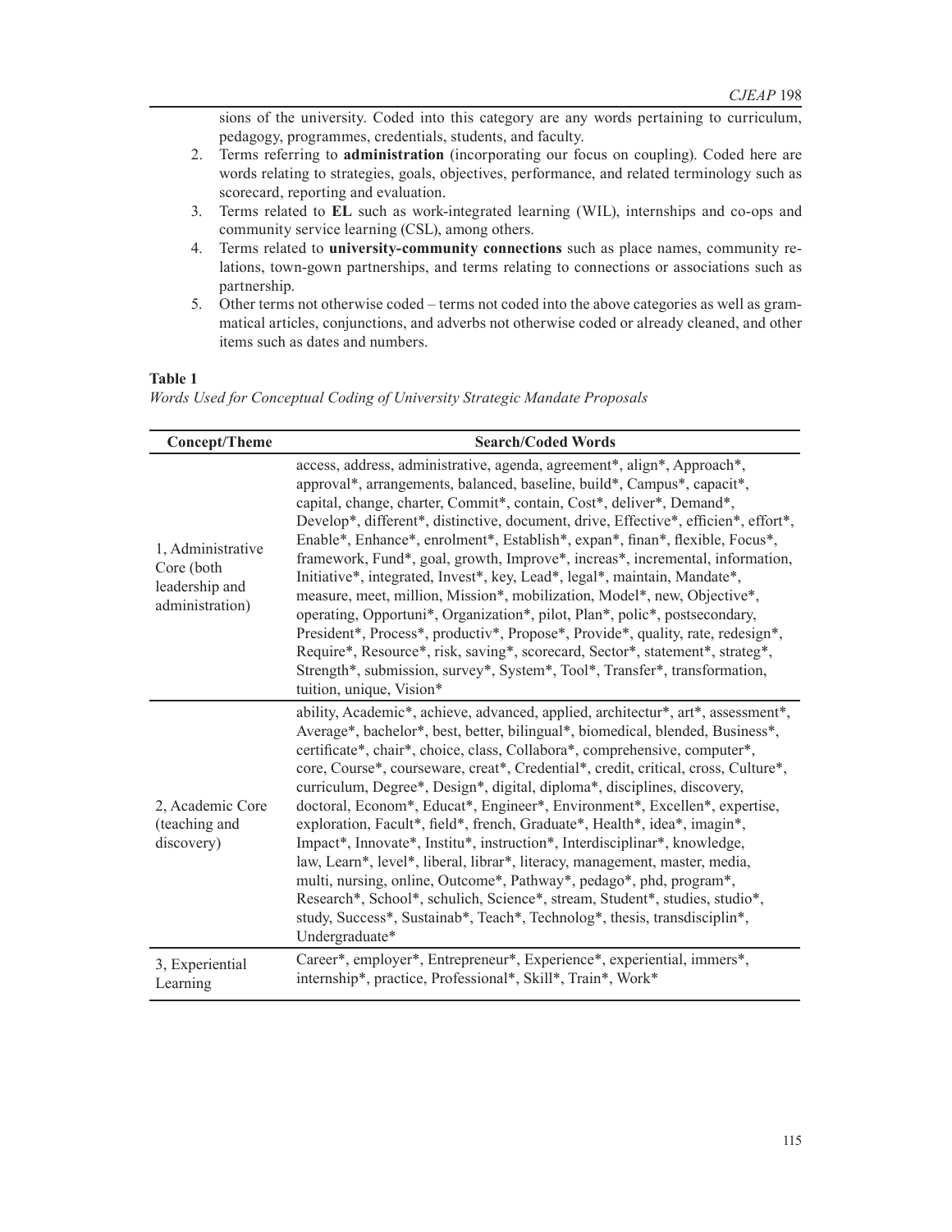sions of the university. Coded into this category are any words pertaining to curriculum, pedagogy, programmes, credentials, students, and faculty.

2. Terms referring to **administration** (incorporating our focus on coupling). Coded here are words relating to strategies, goals, objectives, performance, and related terminology such as scorecard, reporting and evaluation.
3. Terms related to **EL** such as work-integrated learning (WIL), internships and co-ops and community service learning (CSL), among others.
4. Terms related to **university-community connections** such as place names, community relations, town-gown partnerships, and terms relating to connections or associations such as partnership.
5. Other terms not otherwise coded – terms not coded into the above categories as well as grammatical articles, conjunctions, and adverbs not otherwise coded or already cleaned, and other items such as dates and numbers.

**Table 1**

*Words Used for Conceptual Coding of University Strategic Mandate Proposals*

| Concept/Theme | Search/Coded Words |
|---|---|
| 1, Administrative Core (both leadership and administration) | access, address, administrative, agenda, agreement*, align*, Approach*, approval*, arrangements, balanced, baseline, build*, Campus*, capacit*, capital, change, charter, Commit*, contain, Cost*, deliver*, Demand*, Develop*, different*, distinctive, document, drive, Effective*, efficien*, effort*, Enable*, Enhance*, enrolment*, Establish*, expan*, finan*, flexible, Focus*, framework, Fund*, goal, growth, Improve*, increas*, incremental, information, Initiative*, integrated, Invest*, key, Lead*, legal*, maintain, Mandate*, measure, meet, million, Mission*, mobilization, Model*, new, Objective*, operating, Opportuni*, Organization*, pilot, Plan*, polic*, postsecondary, President*, Process*, productiv*, Propose*, Provide*, quality, rate, redesign*, Require*, Resource*, risk, saving*, scorecard, Sector*, statement*, strateg*, Strength*, submission, survey*, System*, Tool*, Transfer*, transformation, tuition, unique, Vision* |
| 2, Academic Core (teaching and discovery) | ability, Academic*, achieve, advanced, applied, architectur*, art*, assessment*, Average*, bachelor*, best, better, bilingual*, biomedical, blended, Business*, certificate*, chair*, choice, class, Collabora*, comprehensive, computer*, core, Course*, courseware, creat*, Credential*, credit, critical, cross, Culture*, curriculum, Degree*, Design*, digital, diploma*, disciplines, discovery, doctoral, Econom*, Educat*, Engineer*, Environment*, Excellen*, expertise, exploration, Facult*, field*, french, Graduate*, Health*, idea*, imagin*, Impact*, Innovate*, Institu*, instruction*, Interdisciplinar*, knowledge, law, Learn*, level*, liberal, librar*, literacy, management, master, media, multi, nursing, online, Outcome*, Pathway*, pedago*, phd, program*, Research*, School*, schulich, Science*, stream, Student*, studies, studio*, study, Success*, Sustainab*, Teach*, Technolog*, thesis, transdisciplin*, Undergraduate* |
| 3, Experiential Learning | Career*, employer*, Entrepreneur*, Experience*, experiential, immers*, internship*, practice, Professional*, Skill*, Train*, Work* |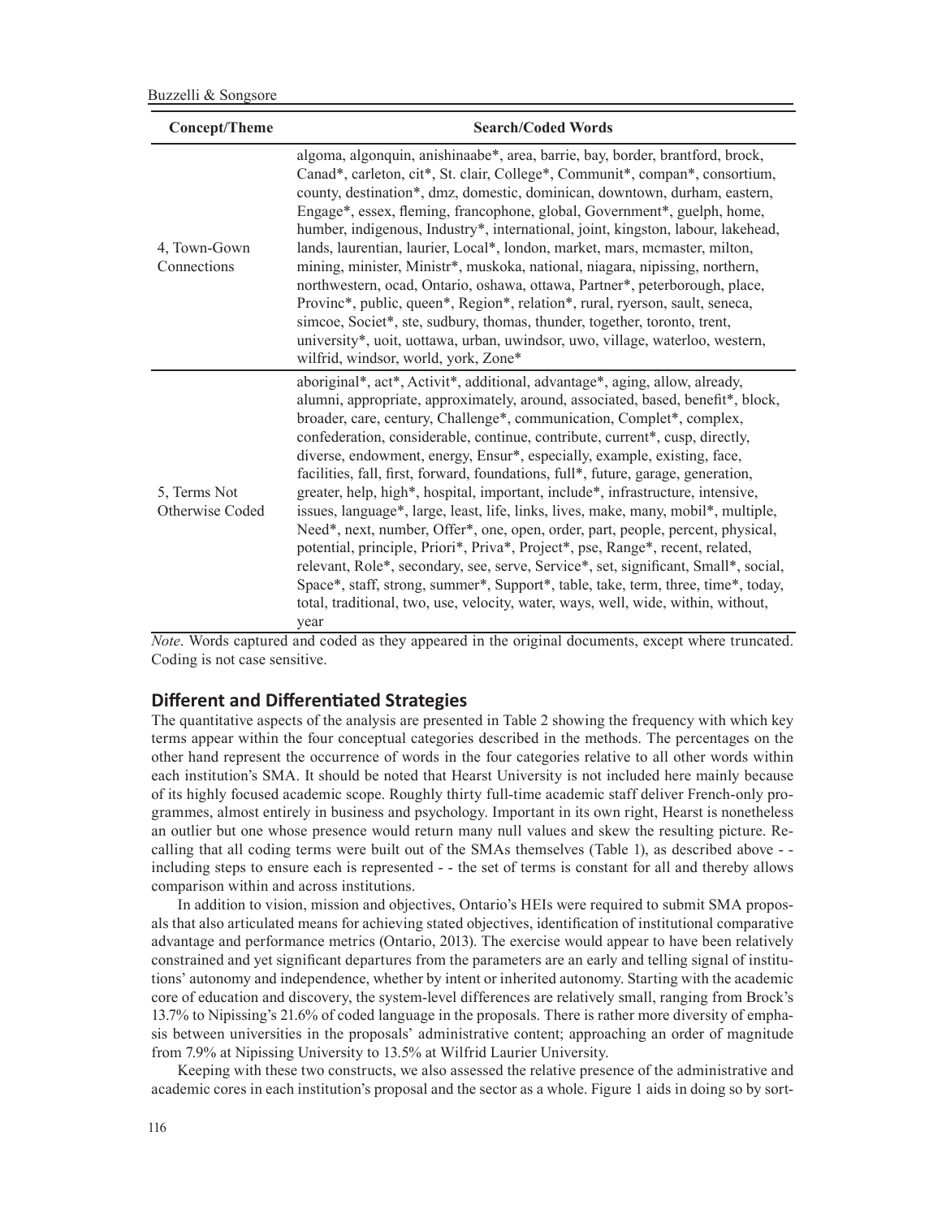| Concept/Theme | Search/Coded Words |
|---|---|
| 4, Town-Gown Connections | algoma, algonquin, anishinaabe*, area, barrie, bay, border, brantford, brock, Canad*, carleton, cit*, St. clair, College*, Communit*, compan*, consortium, county, destination*, dmz, domestic, dominican, downtown, durham, eastern, Engage*, essex, fleming, francophone, global, Government*, guelph, home, humber, indigenous, Industry*, international, joint, kingston, labour, lakehead, lands, laurentian, laurier, Local*, london, market, mars, mcmaster, milton, mining, minister, Ministr*, muskoka, national, niagara, nipissing, northern, northwestern, ocad, Ontario, oshawa, ottawa, Partner*, peterborough, place, Provinc*, public, queen*, Region*, relation*, rural, ryerson, sault, seneca, simcoe, Societ*, ste, sudbury, thomas, thunder, together, toronto, trent, university*, uoit, uottawa, urban, uwindsor, uwo, village, waterloo, western, wilfrid, windsor, world, york, Zone* |
| 5, Terms Not Otherwise Coded | aboriginal*, act*, Activit*, additional, advantage*, aging, allow, already, alumni, appropriate, approximately, around, associated, based, benefit*, block, broader, care, century, Challenge*, communication, Complet*, complex, confederation, considerable, continue, contribute, current*, cusp, directly, diverse, endowment, energy, Ensur*, especially, example, existing, face, facilities, fall, first, forward, foundations, full*, future, garage, generation, greater, help, high*, hospital, important, include*, infrastructure, intensive, issues, language*, large, least, life, links, lives, make, many, mobil*, multiple, Need*, next, number, Offer*, one, open, order, part, people, percent, physical, potential, principle, Priori*, Priva*, Project*, pse, Range*, recent, related, relevant, Role*, secondary, see, serve, Service*, set, significant, Small*, social, Space*, staff, strong, summer*, Support*, table, take, term, three, time*, today, total, traditional, two, use, velocity, water, ways, well, wide, within, without, year |

*Note*. Words captured and coded as they appeared in the original documents, except where truncated. Coding is not case sensitive.

## Different and Differentiated Strategies

The quantitative aspects of the analysis are presented in Table 2 showing the frequency with which key terms appear within the four conceptual categories described in the methods. The percentages on the other hand represent the occurrence of words in the four categories relative to all other words within each institution's SMA. It should be noted that Hearst University is not included here mainly because of its highly focused academic scope. Roughly thirty full-time academic staff deliver French-only programmes, almost entirely in business and psychology. Important in its own right, Hearst is nonetheless an outlier but one whose presence would return many null values and skew the resulting picture. Recalling that all coding terms were built out of the SMAs themselves (Table 1), as described above - - including steps to ensure each is represented - - the set of terms is constant for all and thereby allows comparison within and across institutions.

In addition to vision, mission and objectives, Ontario's HEIs were required to submit SMA proposals that also articulated means for achieving stated objectives, identification of institutional comparative advantage and performance metrics (Ontario, 2013). The exercise would appear to have been relatively constrained and yet significant departures from the parameters are an early and telling signal of institutions' autonomy and independence, whether by intent or inherited autonomy. Starting with the academic core of education and discovery, the system-level differences are relatively small, ranging from Brock's 13.7% to Nipissing's 21.6% of coded language in the proposals. There is rather more diversity of emphasis between universities in the proposals' administrative content; approaching an order of magnitude from 7.9% at Nipissing University to 13.5% at Wilfrid Laurier University.

Keeping with these two constructs, we also assessed the relative presence of the administrative and academic cores in each institution's proposal and the sector as a whole. Figure 1 aids in doing so by sort-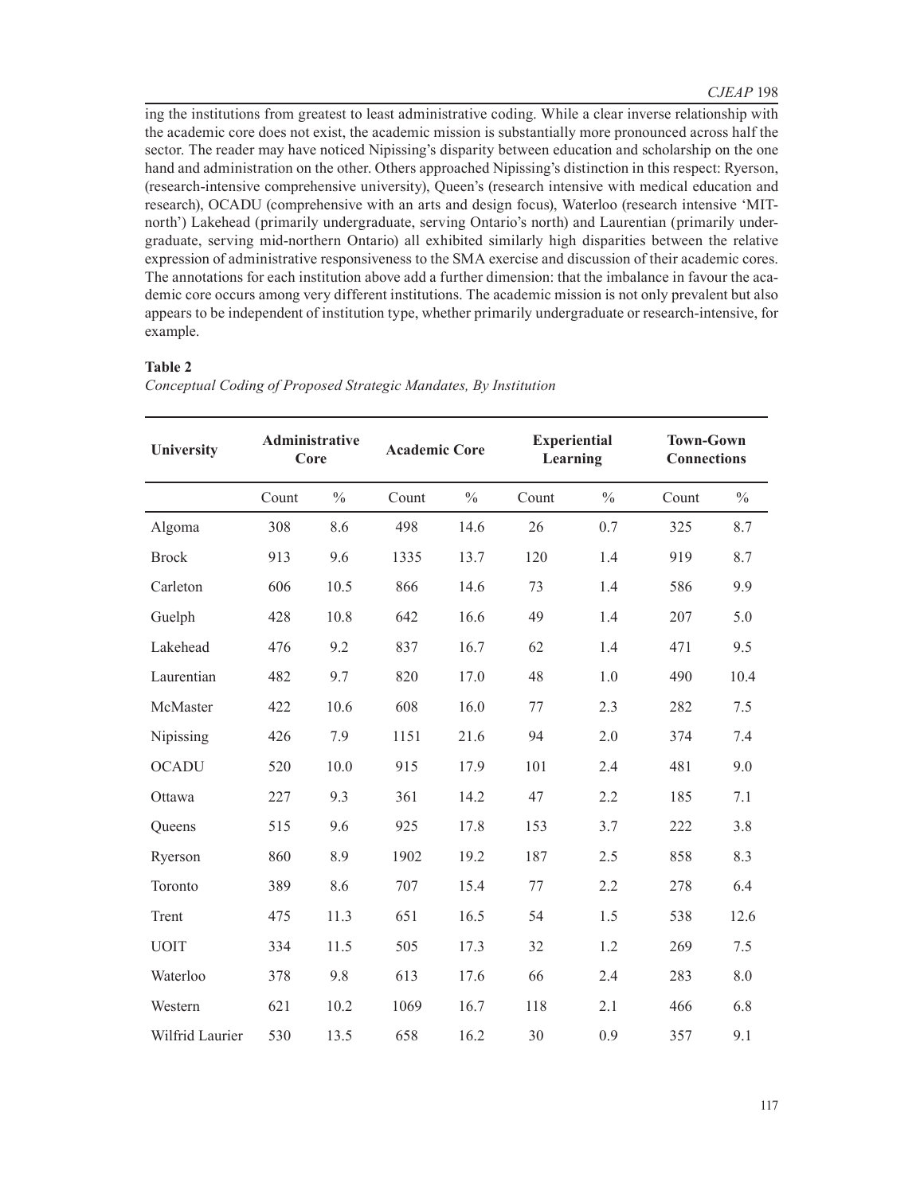ing the institutions from greatest to least administrative coding. While a clear inverse relationship with the academic core does not exist, the academic mission is substantially more pronounced across half the sector. The reader may have noticed Nipissing's disparity between education and scholarship on the one hand and administration on the other. Others approached Nipissing's distinction in this respect: Ryerson, (research-intensive comprehensive university), Queen's (research intensive with medical education and research), OCADU (comprehensive with an arts and design focus), Waterloo (research intensive 'MIT-north') Lakehead (primarily undergraduate, serving Ontario's north) and Laurentian (primarily undergraduate, serving mid-northern Ontario) all exhibited similarly high disparities between the relative expression of administrative responsiveness to the SMA exercise and discussion of their academic cores. The annotations for each institution above add a further dimension: that the imbalance in favour the academic core occurs among very different institutions. The academic mission is not only prevalent but also appears to be independent of institution type, whether primarily undergraduate or research-intensive, for example.

**Table 2**

*Conceptual Coding of Proposed Strategic Mandates, By Institution*

| University | Administrative Core | | Academic Core | | Experiential Learning | | Town-Gown Connections | |
|---|---|---|---|---|---|---|---|---|
| | Count | % | Count | % | Count | % | Count | % |
| Algoma | 308 | 8.6 | 498 | 14.6 | 26 | 0.7 | 325 | 8.7 |
| Brock | 913 | 9.6 | 1335 | 13.7 | 120 | 1.4 | 919 | 8.7 |
| Carleton | 606 | 10.5 | 866 | 14.6 | 73 | 1.4 | 586 | 9.9 |
| Guelph | 428 | 10.8 | 642 | 16.6 | 49 | 1.4 | 207 | 5.0 |
| Lakehead | 476 | 9.2 | 837 | 16.7 | 62 | 1.4 | 471 | 9.5 |
| Laurentian | 482 | 9.7 | 820 | 17.0 | 48 | 1.0 | 490 | 10.4 |
| McMaster | 422 | 10.6 | 608 | 16.0 | 77 | 2.3 | 282 | 7.5 |
| Nipissing | 426 | 7.9 | 1151 | 21.6 | 94 | 2.0 | 374 | 7.4 |
| OCADU | 520 | 10.0 | 915 | 17.9 | 101 | 2.4 | 481 | 9.0 |
| Ottawa | 227 | 9.3 | 361 | 14.2 | 47 | 2.2 | 185 | 7.1 |
| Queens | 515 | 9.6 | 925 | 17.8 | 153 | 3.7 | 222 | 3.8 |
| Ryerson | 860 | 8.9 | 1902 | 19.2 | 187 | 2.5 | 858 | 8.3 |
| Toronto | 389 | 8.6 | 707 | 15.4 | 77 | 2.2 | 278 | 6.4 |
| Trent | 475 | 11.3 | 651 | 16.5 | 54 | 1.5 | 538 | 12.6 |
| UOIT | 334 | 11.5 | 505 | 17.3 | 32 | 1.2 | 269 | 7.5 |
| Waterloo | 378 | 9.8 | 613 | 17.6 | 66 | 2.4 | 283 | 8.0 |
| Western | 621 | 10.2 | 1069 | 16.7 | 118 | 2.1 | 466 | 6.8 |
| Wilfrid Laurier | 530 | 13.5 | 658 | 16.2 | 30 | 0.9 | 357 | 9.1 |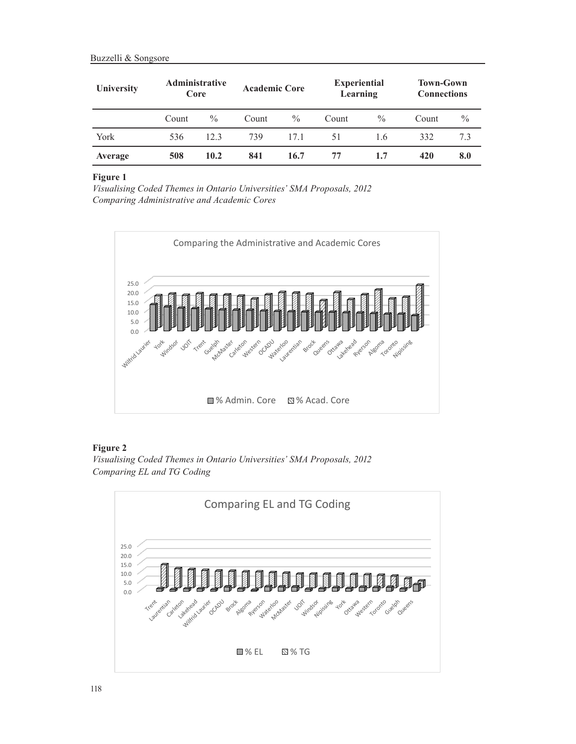| University | Administrative Core | | Academic Core | | Experiential Learning | | Town-Gown Connections | |
|---|---|---|---|---|---|---|---|---|
| | Count | % | Count | % | Count | % | Count | % |
| York | 536 | 12.3 | 739 | 17.1 | 51 | 1.6 | 332 | 7.3 |
| **Average** | **508** | **10.2** | **841** | **16.7** | **77** | **1.7** | **420** | **8.0** |

**Figure 1**

*Visualising Coded Themes in Ontario Universities' SMA Proposals, 2012*
*Comparing Administrative and Academic Cores*

**Figure 2**

*Visualising Coded Themes in Ontario Universities' SMA Proposals, 2012*
*Comparing EL and TG Coding*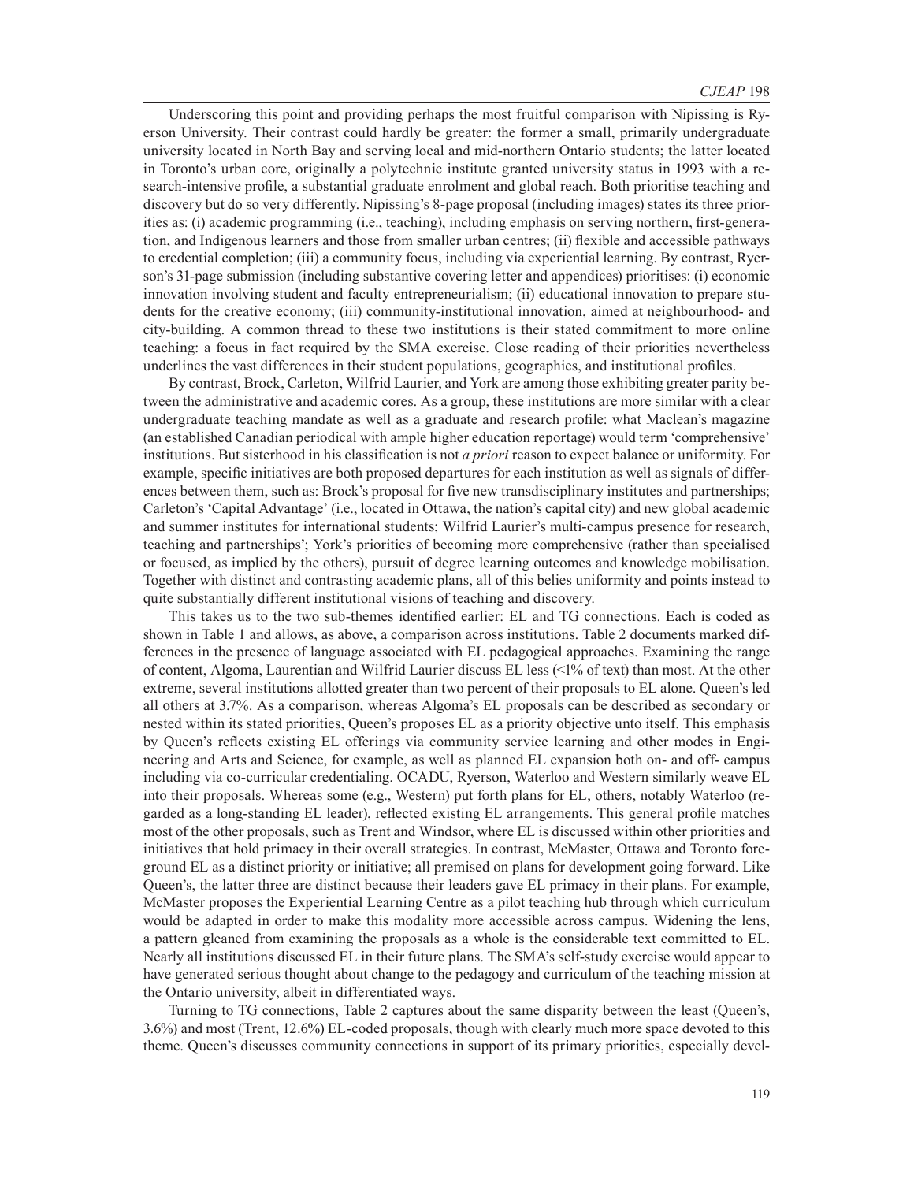Underscoring this point and providing perhaps the most fruitful comparison with Nipissing is Ryerson University. Their contrast could hardly be greater: the former a small, primarily undergraduate university located in North Bay and serving local and mid-northern Ontario students; the latter located in Toronto's urban core, originally a polytechnic institute granted university status in 1993 with a research-intensive profile, a substantial graduate enrolment and global reach. Both prioritise teaching and discovery but do so very differently. Nipissing's 8-page proposal (including images) states its three priorities as: (i) academic programming (i.e., teaching), including emphasis on serving northern, first-generation, and Indigenous learners and those from smaller urban centres; (ii) flexible and accessible pathways to credential completion; (iii) a community focus, including via experiential learning. By contrast, Ryerson's 31-page submission (including substantive covering letter and appendices) prioritises: (i) economic innovation involving student and faculty entrepreneurialism; (ii) educational innovation to prepare students for the creative economy; (iii) community-institutional innovation, aimed at neighbourhood- and city-building. A common thread to these two institutions is their stated commitment to more online teaching: a focus in fact required by the SMA exercise. Close reading of their priorities nevertheless underlines the vast differences in their student populations, geographies, and institutional profiles.

By contrast, Brock, Carleton, Wilfrid Laurier, and York are among those exhibiting greater parity between the administrative and academic cores. As a group, these institutions are more similar with a clear undergraduate teaching mandate as well as a graduate and research profile: what Maclean's magazine (an established Canadian periodical with ample higher education reportage) would term 'comprehensive' institutions. But sisterhood in his classification is not *a priori* reason to expect balance or uniformity. For example, specific initiatives are both proposed departures for each institution as well as signals of differences between them, such as: Brock's proposal for five new transdisciplinary institutes and partnerships; Carleton's 'Capital Advantage' (i.e., located in Ottawa, the nation's capital city) and new global academic and summer institutes for international students; Wilfrid Laurier's multi-campus presence for research, teaching and partnerships'; York's priorities of becoming more comprehensive (rather than specialised or focused, as implied by the others), pursuit of degree learning outcomes and knowledge mobilisation. Together with distinct and contrasting academic plans, all of this belies uniformity and points instead to quite substantially different institutional visions of teaching and discovery.

This takes us to the two sub-themes identified earlier: EL and TG connections. Each is coded as shown in Table 1 and allows, as above, a comparison across institutions. Table 2 documents marked differences in the presence of language associated with EL pedagogical approaches. Examining the range of content, Algoma, Laurentian and Wilfrid Laurier discuss EL less (<1% of text) than most. At the other extreme, several institutions allotted greater than two percent of their proposals to EL alone. Queen's led all others at 3.7%. As a comparison, whereas Algoma's EL proposals can be described as secondary or nested within its stated priorities, Queen's proposes EL as a priority objective unto itself. This emphasis by Queen's reflects existing EL offerings via community service learning and other modes in Engineering and Arts and Science, for example, as well as planned EL expansion both on- and off- campus including via co-curricular credentialing. OCADU, Ryerson, Waterloo and Western similarly weave EL into their proposals. Whereas some (e.g., Western) put forth plans for EL, others, notably Waterloo (regarded as a long-standing EL leader), reflected existing EL arrangements. This general profile matches most of the other proposals, such as Trent and Windsor, where EL is discussed within other priorities and initiatives that hold primacy in their overall strategies. In contrast, McMaster, Ottawa and Toronto foreground EL as a distinct priority or initiative; all premised on plans for development going forward. Like Queen's, the latter three are distinct because their leaders gave EL primacy in their plans. For example, McMaster proposes the Experiential Learning Centre as a pilot teaching hub through which curriculum would be adapted in order to make this modality more accessible across campus. Widening the lens, a pattern gleaned from examining the proposals as a whole is the considerable text committed to EL. Nearly all institutions discussed EL in their future plans. The SMA's self-study exercise would appear to have generated serious thought about change to the pedagogy and curriculum of the teaching mission at the Ontario university, albeit in differentiated ways.

Turning to TG connections, Table 2 captures about the same disparity between the least (Queen's, 3.6%) and most (Trent, 12.6%) EL-coded proposals, though with clearly much more space devoted to this theme. Queen's discusses community connections in support of its primary priorities, especially devel-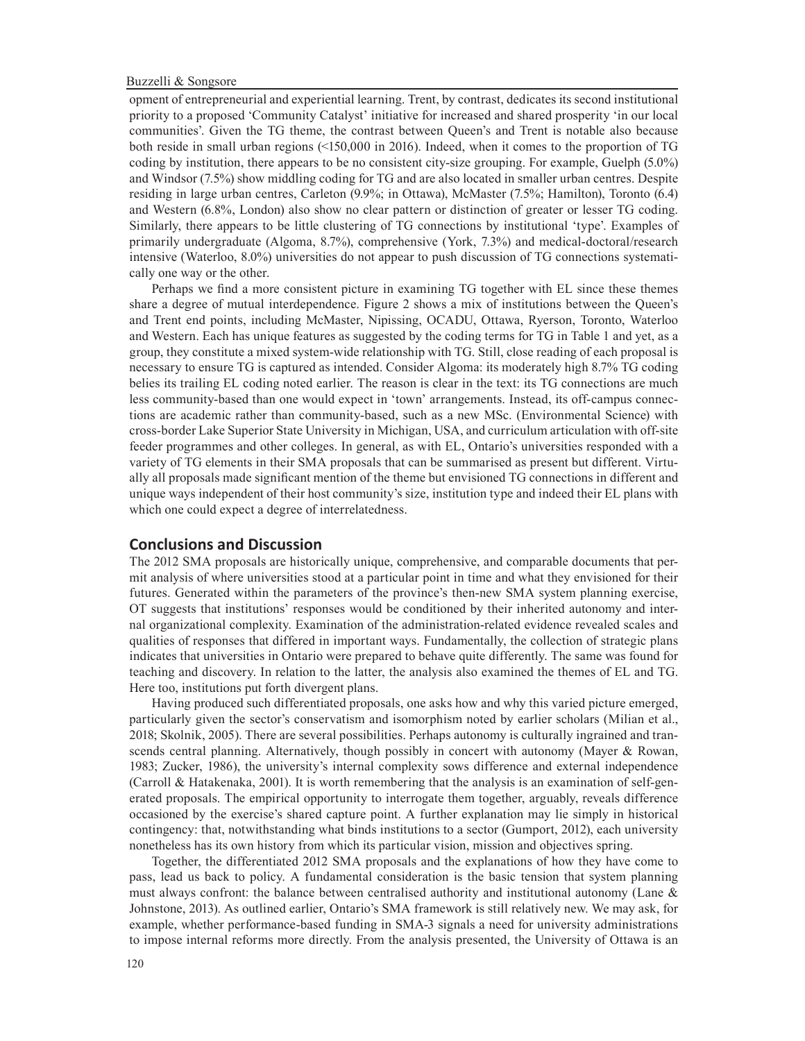opment of entrepreneurial and experiential learning. Trent, by contrast, dedicates its second institutional priority to a proposed 'Community Catalyst' initiative for increased and shared prosperity 'in our local communities'. Given the TG theme, the contrast between Queen's and Trent is notable also because both reside in small urban regions (<150,000 in 2016). Indeed, when it comes to the proportion of TG coding by institution, there appears to be no consistent city-size grouping. For example, Guelph (5.0%) and Windsor (7.5%) show middling coding for TG and are also located in smaller urban centres. Despite residing in large urban centres, Carleton (9.9%; in Ottawa), McMaster (7.5%; Hamilton), Toronto (6.4) and Western (6.8%, London) also show no clear pattern or distinction of greater or lesser TG coding. Similarly, there appears to be little clustering of TG connections by institutional 'type'. Examples of primarily undergraduate (Algoma, 8.7%), comprehensive (York, 7.3%) and medical-doctoral/research intensive (Waterloo, 8.0%) universities do not appear to push discussion of TG connections systematically one way or the other.

Perhaps we find a more consistent picture in examining TG together with EL since these themes share a degree of mutual interdependence. Figure 2 shows a mix of institutions between the Queen's and Trent end points, including McMaster, Nipissing, OCADU, Ottawa, Ryerson, Toronto, Waterloo and Western. Each has unique features as suggested by the coding terms for TG in Table 1 and yet, as a group, they constitute a mixed system-wide relationship with TG. Still, close reading of each proposal is necessary to ensure TG is captured as intended. Consider Algoma: its moderately high 8.7% TG coding belies its trailing EL coding noted earlier. The reason is clear in the text: its TG connections are much less community-based than one would expect in 'town' arrangements. Instead, its off-campus connections are academic rather than community-based, such as a new MSc. (Environmental Science) with cross-border Lake Superior State University in Michigan, USA, and curriculum articulation with off-site feeder programmes and other colleges. In general, as with EL, Ontario's universities responded with a variety of TG elements in their SMA proposals that can be summarised as present but different. Virtually all proposals made significant mention of the theme but envisioned TG connections in different and unique ways independent of their host community's size, institution type and indeed their EL plans with which one could expect a degree of interrelatedness.

## Conclusions and Discussion

The 2012 SMA proposals are historically unique, comprehensive, and comparable documents that permit analysis of where universities stood at a particular point in time and what they envisioned for their futures. Generated within the parameters of the province's then-new SMA system planning exercise, OT suggests that institutions' responses would be conditioned by their inherited autonomy and internal organizational complexity. Examination of the administration-related evidence revealed scales and qualities of responses that differed in important ways. Fundamentally, the collection of strategic plans indicates that universities in Ontario were prepared to behave quite differently. The same was found for teaching and discovery. In relation to the latter, the analysis also examined the themes of EL and TG. Here too, institutions put forth divergent plans.

Having produced such differentiated proposals, one asks how and why this varied picture emerged, particularly given the sector's conservatism and isomorphism noted by earlier scholars (Milian et al., 2018; Skolnik, 2005). There are several possibilities. Perhaps autonomy is culturally ingrained and transcends central planning. Alternatively, though possibly in concert with autonomy (Mayer & Rowan, 1983; Zucker, 1986), the university's internal complexity sows difference and external independence (Carroll & Hatakenaka, 2001). It is worth remembering that the analysis is an examination of self-generated proposals. The empirical opportunity to interrogate them together, arguably, reveals difference occasioned by the exercise's shared capture point. A further explanation may lie simply in historical contingency: that, notwithstanding what binds institutions to a sector (Gumport, 2012), each university nonetheless has its own history from which its particular vision, mission and objectives spring.

Together, the differentiated 2012 SMA proposals and the explanations of how they have come to pass, lead us back to policy. A fundamental consideration is the basic tension that system planning must always confront: the balance between centralised authority and institutional autonomy (Lane & Johnstone, 2013). As outlined earlier, Ontario's SMA framework is still relatively new. We may ask, for example, whether performance-based funding in SMA-3 signals a need for university administrations to impose internal reforms more directly. From the analysis presented, the University of Ottawa is an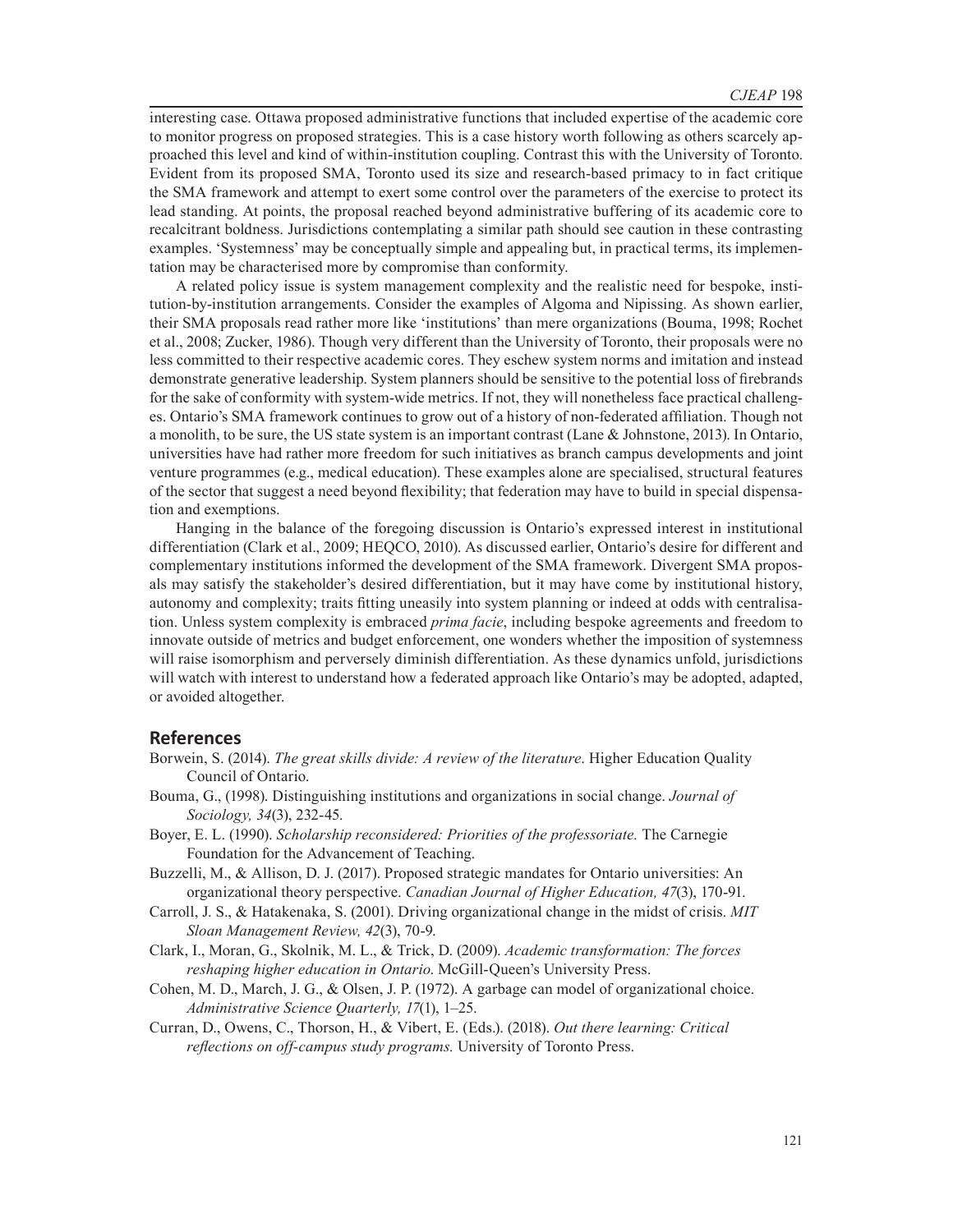interesting case. Ottawa proposed administrative functions that included expertise of the academic core to monitor progress on proposed strategies. This is a case history worth following as others scarcely approached this level and kind of within-institution coupling. Contrast this with the University of Toronto. Evident from its proposed SMA, Toronto used its size and research-based primacy to in fact critique the SMA framework and attempt to exert some control over the parameters of the exercise to protect its lead standing. At points, the proposal reached beyond administrative buffering of its academic core to recalcitrant boldness. Jurisdictions contemplating a similar path should see caution in these contrasting examples. 'Systemness' may be conceptually simple and appealing but, in practical terms, its implementation may be characterised more by compromise than conformity.

A related policy issue is system management complexity and the realistic need for bespoke, institution-by-institution arrangements. Consider the examples of Algoma and Nipissing. As shown earlier, their SMA proposals read rather more like 'institutions' than mere organizations (Bouma, 1998; Rochet et al., 2008; Zucker, 1986). Though very different than the University of Toronto, their proposals were no less committed to their respective academic cores. They eschew system norms and imitation and instead demonstrate generative leadership. System planners should be sensitive to the potential loss of firebrands for the sake of conformity with system-wide metrics. If not, they will nonetheless face practical challenges. Ontario's SMA framework continues to grow out of a history of non-federated affiliation. Though not a monolith, to be sure, the US state system is an important contrast (Lane & Johnstone, 2013). In Ontario, universities have had rather more freedom for such initiatives as branch campus developments and joint venture programmes (e.g., medical education). These examples alone are specialised, structural features of the sector that suggest a need beyond flexibility; that federation may have to build in special dispensation and exemptions.

Hanging in the balance of the foregoing discussion is Ontario's expressed interest in institutional differentiation (Clark et al., 2009; HEQCO, 2010). As discussed earlier, Ontario's desire for different and complementary institutions informed the development of the SMA framework. Divergent SMA proposals may satisfy the stakeholder's desired differentiation, but it may have come by institutional history, autonomy and complexity; traits fitting uneasily into system planning or indeed at odds with centralisation. Unless system complexity is embraced *prima facie*, including bespoke agreements and freedom to innovate outside of metrics and budget enforcement, one wonders whether the imposition of systemness will raise isomorphism and perversely diminish differentiation. As these dynamics unfold, jurisdictions will watch with interest to understand how a federated approach like Ontario's may be adopted, adapted, or avoided altogether.

## References

Borwein, S. (2014). *The great skills divide: A review of the literature*. Higher Education Quality Council of Ontario.

Bouma, G., (1998). Distinguishing institutions and organizations in social change. *Journal of Sociology, 34*(3), 232-45.

Boyer, E. L. (1990). *Scholarship reconsidered: Priorities of the professoriate.* The Carnegie Foundation for the Advancement of Teaching.

Buzzelli, M., & Allison, D. J. (2017). Proposed strategic mandates for Ontario universities: An organizational theory perspective. *Canadian Journal of Higher Education, 47*(3), 170-91.

Carroll, J. S., & Hatakenaka, S. (2001). Driving organizational change in the midst of crisis. *MIT Sloan Management Review, 42*(3), 70-9.

Clark, I., Moran, G., Skolnik, M. L., & Trick, D. (2009). *Academic transformation: The forces reshaping higher education in Ontario.* McGill-Queen's University Press.

Cohen, M. D., March, J. G., & Olsen, J. P. (1972). A garbage can model of organizational choice. *Administrative Science Quarterly, 17*(1), 1–25.

Curran, D., Owens, C., Thorson, H., & Vibert, E. (Eds.). (2018). *Out there learning: Critical reflections on off-campus study programs.* University of Toronto Press.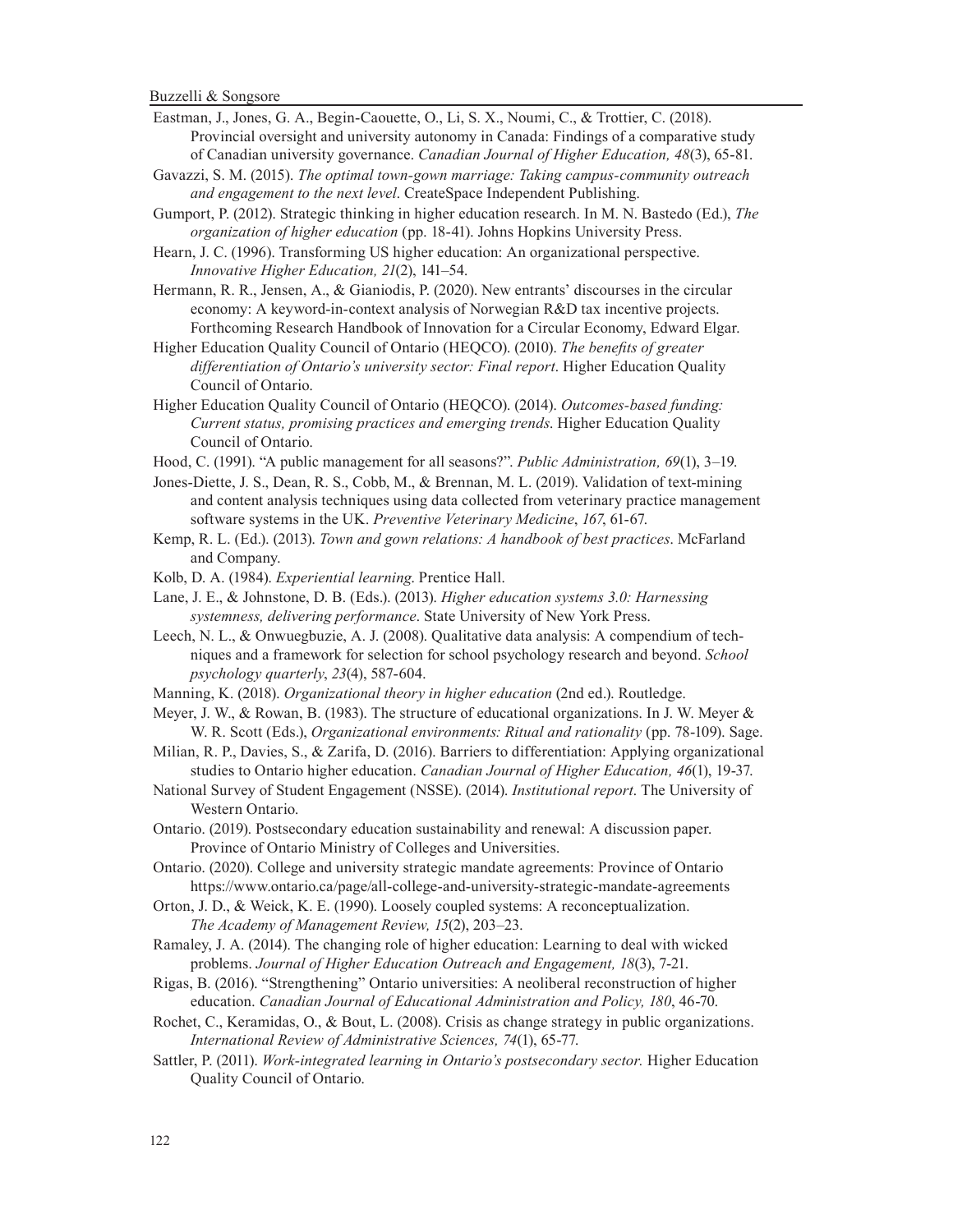Eastman, J., Jones, G. A., Begin-Caouette, O., Li, S. X., Noumi, C., & Trottier, C. (2018). Provincial oversight and university autonomy in Canada: Findings of a comparative study of Canadian university governance. *Canadian Journal of Higher Education, 48*(3), 65-81.

Gavazzi, S. M. (2015). *The optimal town-gown marriage: Taking campus-community outreach and engagement to the next level*. CreateSpace Independent Publishing.

Gumport, P. (2012). Strategic thinking in higher education research. In M. N. Bastedo (Ed.), *The organization of higher education* (pp. 18-41). Johns Hopkins University Press.

Hearn, J. C. (1996). Transforming US higher education: An organizational perspective. *Innovative Higher Education, 21*(2), 141–54.

Hermann, R. R., Jensen, A., & Gianiodis, P. (2020). New entrants' discourses in the circular economy: A keyword-in-context analysis of Norwegian R&D tax incentive projects. Forthcoming Research Handbook of Innovation for a Circular Economy, Edward Elgar.

Higher Education Quality Council of Ontario (HEQCO). (2010). *The benefits of greater differentiation of Ontario's university sector: Final report*. Higher Education Quality Council of Ontario.

Higher Education Quality Council of Ontario (HEQCO). (2014). *Outcomes-based funding: Current status, promising practices and emerging trends*. Higher Education Quality Council of Ontario.

Hood, C. (1991). "A public management for all seasons?". *Public Administration, 69*(1), 3–19.

Jones-Diette, J. S., Dean, R. S., Cobb, M., & Brennan, M. L. (2019). Validation of text-mining and content analysis techniques using data collected from veterinary practice management software systems in the UK. *Preventive Veterinary Medicine*, *167*, 61-67.

Kemp, R. L. (Ed.). (2013). *Town and gown relations: A handbook of best practices*. McFarland and Company.

Kolb, D. A. (1984). *Experiential learning*. Prentice Hall.

Lane, J. E., & Johnstone, D. B. (Eds.). (2013). *Higher education systems 3.0: Harnessing systemness, delivering performance*. State University of New York Press.

Leech, N. L., & Onwuegbuzie, A. J. (2008). Qualitative data analysis: A compendium of techniques and a framework for selection for school psychology research and beyond. *School psychology quarterly*, *23*(4), 587-604.

Manning, K. (2018). *Organizational theory in higher education* (2nd ed.). Routledge.

Meyer, J. W., & Rowan, B. (1983). The structure of educational organizations. In J. W. Meyer & W. R. Scott (Eds.), *Organizational environments: Ritual and rationality* (pp. 78-109). Sage.

Milian, R. P., Davies, S., & Zarifa, D. (2016). Barriers to differentiation: Applying organizational studies to Ontario higher education. *Canadian Journal of Higher Education, 46*(1), 19-37.

National Survey of Student Engagement (NSSE). (2014). *Institutional report*. The University of Western Ontario.

Ontario. (2019). Postsecondary education sustainability and renewal: A discussion paper. Province of Ontario Ministry of Colleges and Universities.

Ontario. (2020). College and university strategic mandate agreements: Province of Ontario https://www.ontario.ca/page/all-college-and-university-strategic-mandate-agreements

Orton, J. D., & Weick, K. E. (1990). Loosely coupled systems: A reconceptualization. *The Academy of Management Review, 15*(2), 203–23.

Ramaley, J. A. (2014). The changing role of higher education: Learning to deal with wicked problems. *Journal of Higher Education Outreach and Engagement, 18*(3), 7-21.

Rigas, B. (2016). "Strengthening" Ontario universities: A neoliberal reconstruction of higher education. *Canadian Journal of Educational Administration and Policy, 180*, 46-70.

Rochet, C., Keramidas, O., & Bout, L. (2008). Crisis as change strategy in public organizations. *International Review of Administrative Sciences, 74*(1), 65-77.

Sattler, P. (2011). *Work-integrated learning in Ontario's postsecondary sector.* Higher Education Quality Council of Ontario.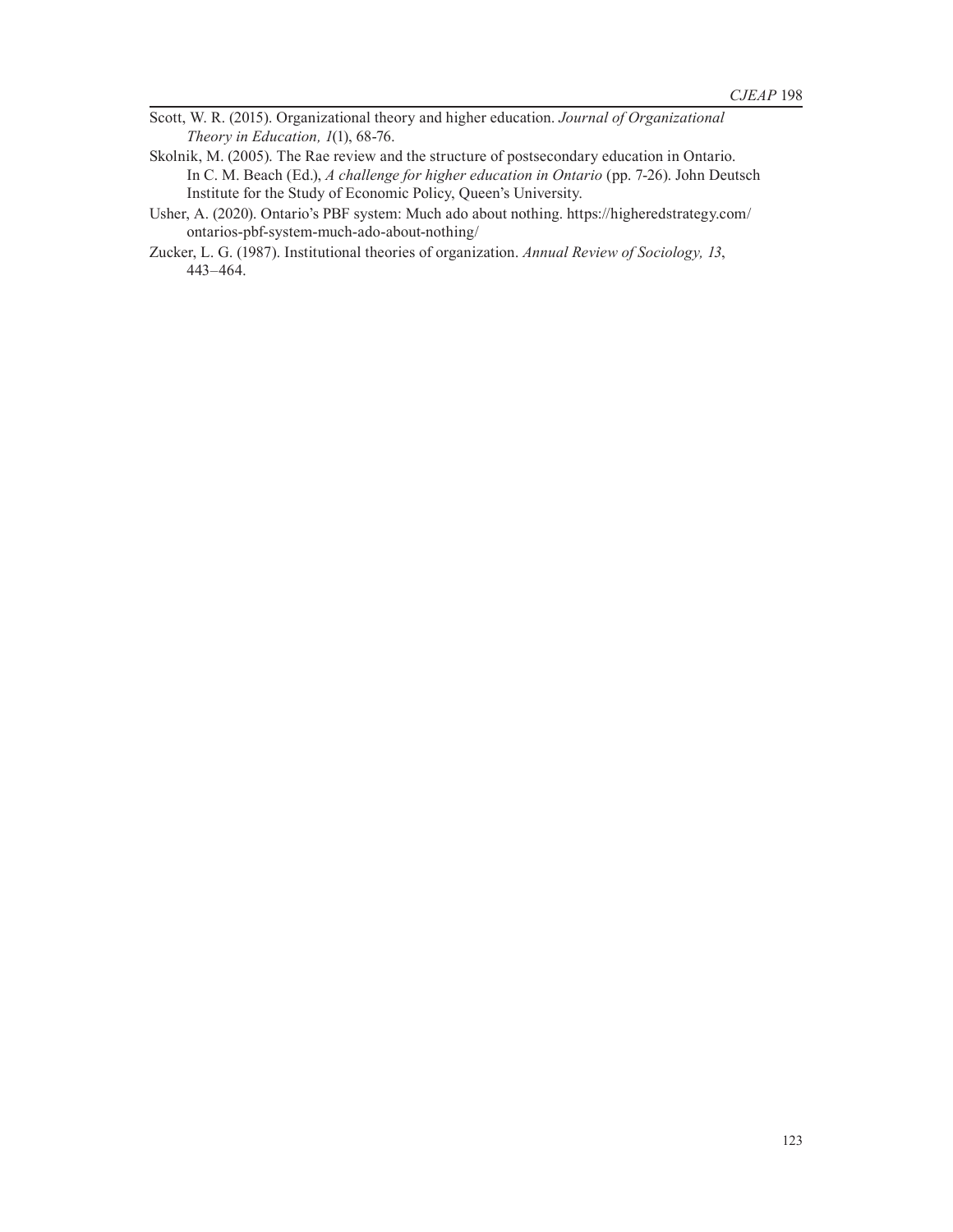Scott, W. R. (2015). Organizational theory and higher education. *Journal of Organizational Theory in Education, 1*(1), 68-76.

Skolnik, M. (2005). The Rae review and the structure of postsecondary education in Ontario. In C. M. Beach (Ed.), *A challenge for higher education in Ontario* (pp. 7-26). John Deutsch Institute for the Study of Economic Policy, Queen's University.

Usher, A. (2020). Ontario's PBF system: Much ado about nothing. https://higheredstrategy.com/ontarios-pbf-system-much-ado-about-nothing/

Zucker, L. G. (1987). Institutional theories of organization. *Annual Review of Sociology, 13*, 443–464.